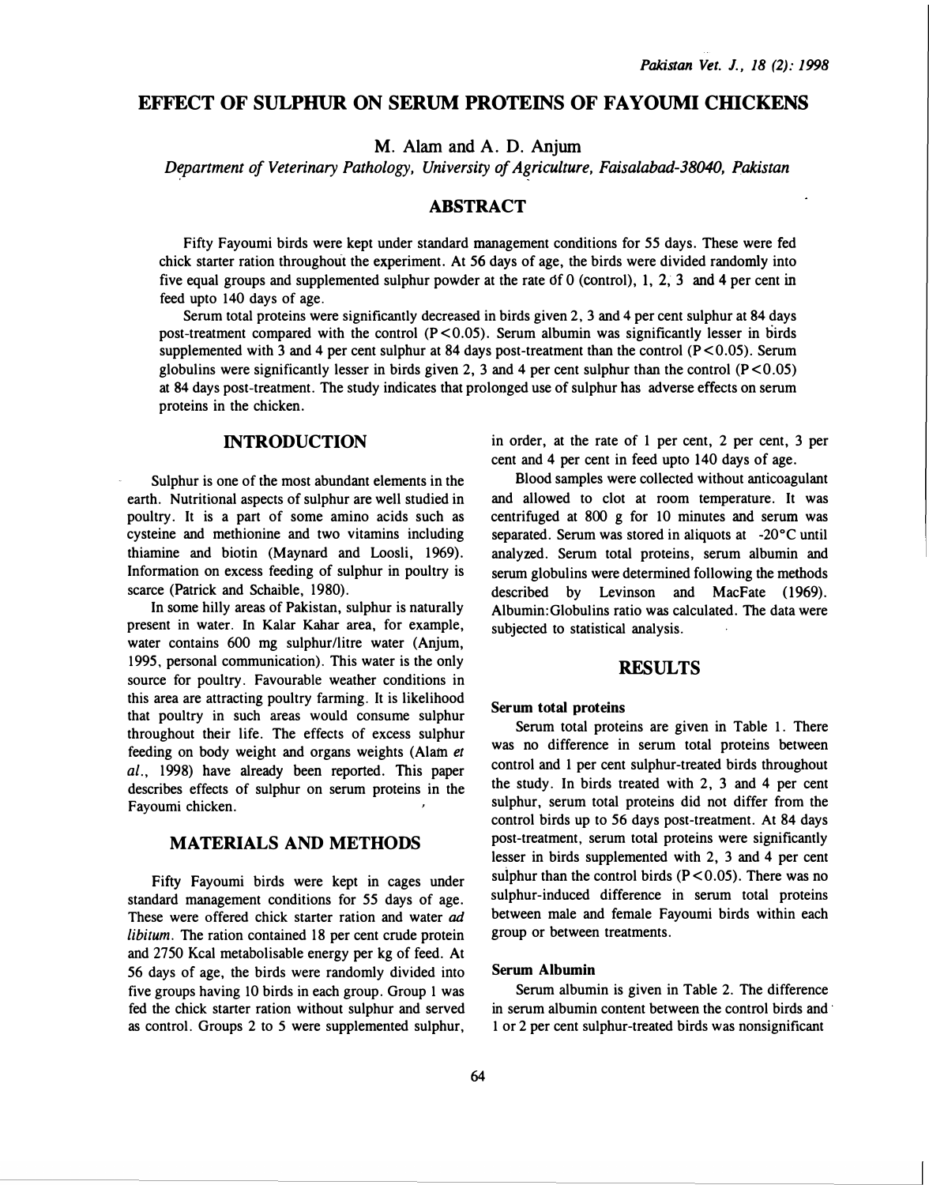# EFFECT OF SULPHUR ON SERUM PROTEINS OF FAYOUMI CHICKENS

M. Alam and A. D. Anjum

*Department of Veterinary Pathology, University of Agriculture, Faisalabad-38040, Pakistan*

## ABSTRACT

Fifty Fayoumi birds were kept under standard management conditions for 55 days. These were fed chick starter ration throughout the experiment. At 56 days of age, the birds were divided randomly into five equal groups and supplemented sulphur powder at the rate of 0 (control), 1, 2, 3 and 4 per cent in feed upto 140 days of age.

Serum total proteins were significantly decreased in birds given 2, 3 and 4 per cent sulphur at 84 days post-treatment compared with the control ($P<0.05$). Serum albumin was significantly lesser in birds supplemented with 3 and 4 per cent sulphur at 84 days post-treatment than the control ($P<0.05$). Serum globulins were significantly lesser in birds given 2, 3 and 4 per cent sulphur than the control ($P<0.05$) at 84 days post-treatment. The study indicates that prolonged use of sulphur has adverse effects on serum proteins in the chicken.

## INTRODUCTION

Sulphur is one of the most abundant elements in the earth. Nutritional aspects of sulphur are well studied in poultry. It is a part of some amino acids such as cysteine and methionine and two vitamins including thiamine and biotin (Maynard and Loosli, 1969). Information on excess feeding of sulphur in poultry is scarce (Patrick and Schaible, 1980).

In some hilly areas of Pakistan, sulphur is naturally present in water. In Kalar Kahar area, for example, water contains 600 mg sulphur/litre water (Anjum, 1995, personal communication). This water is the only source for poultry. Favourable weather conditions in this area are attracting poultry farming. It is likelihood that poultry in such areas would consume sulphur throughout their life. The effects of excess sulphur feeding on body weight and organs weights (Alam *et al.*, 1998) have already been reported. This paper describes effects of sulphur on serum proteins in the Fayoumi chicken.

## MATERIALS AND METHODS

Fifty Fayoumi birds were kept in cages under standard management conditions for 55 days of age. These were offered chick starter ration and water *ad libitum*. The ration contained 18 per cent crude protein and 2750 Kcal metabolisable energy per kg of feed. At 56 days of age, the birds were randomly divided into five groups having 10 birds in each group. Group 1 was fed the chick starter ration without sulphur and served as control. Groups 2 to 5 were supplemented sulphur, in order, at the rate of 1 per cent, 2 per cent, 3 per cent and 4 per cent in feed upto 140 days of age.

Blood samples were collected without anticoagulant and allowed to clot at room temperature. It was centrifuged at 800 g for 10 minutes and serum was separated. Serum was stored in aliquots at -20°C until analyzed. Serum total proteins, serum albumin and serum globulins were determined following the methods described by Levinson and MacFate (1969). Albumin:Globulins ratio was calculated. The data were subjected to statistical analysis.

## RESULTS

### Serum total proteins

Serum total proteins are given in Table 1. There was no difference in serum total proteins between control and 1 per cent sulphur-treated birds throughout the study. In birds treated with 2, 3 and 4 per cent sulphur, serum total proteins did not differ from the control birds up to 56 days post-treatment. At 84 days post-treatment, serum total proteins were significantly lesser in birds supplemented with 2, 3 and 4 per cent sulphur than the control birds ($P<0.05$). There was no sulphur-induced difference in serum total proteins between male and female Fayoumi birds within each group or between treatments.

### Serum Albumin

Serum albumin is given in Table 2. The difference in serum albumin content between the control birds and 1 or 2 per cent sulphur-treated birds was nonsignificant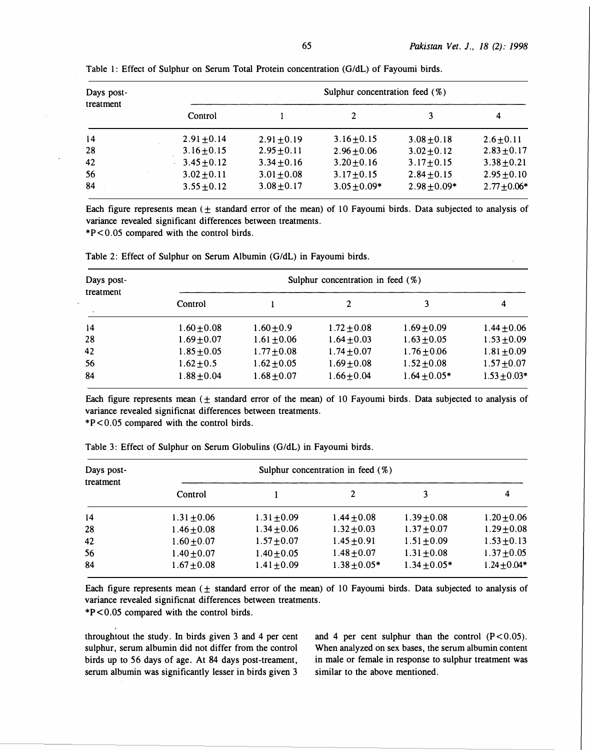Table 1: Effect of Sulphur on Serum Total Protein concentration (G/dL) of Fayoumi birds.

| Days post-treatment | Sulphur concentration feed (%) | | | | |
|---|---|---|---|---|---|
| | Control | 1 | 2 | 3 | 4 |
| 14 | 2.91±0.14 | 2.91±0.19 | 3.16±0.15 | 3.08±0.18 | 2.6±0.11 |
| 28 | 3.16±0.15 | 2.95±0.11 | 2.96±0.06 | 3.02±0.12 | 2.83±0.17 |
| 42 | 3.45±0.12 | 3.34±0.16 | 3.20±0.16 | 3.17±0.15 | 3.38±0.21 |
| 56 | 3.02±0.11 | 3.01±0.08 | 3.17±0.15 | 2.84±0.15 | 2.95±0.10 |
| 84 | 3.55±0.12 | 3.08±0.17 | 3.05±0.09* | 2.98±0.09* | 2.77±0.06* |

Each figure represents mean (± standard error of the mean) of 10 Fayoumi birds. Data subjected to analysis of variance revealed significant differences between treatments.
*P<0.05 compared with the control birds.

Table 2: Effect of Sulphur on Serum Albumin (G/dL) in Fayoumi birds.

| Days post-treatment | Sulphur concentration in feed (%) | | | | |
|---|---|---|---|---|---|
| | Control | 1 | 2 | 3 | 4 |
| 14 | 1.60±0.08 | 1.60±0.9 | 1.72±0.08 | 1.69±0.09 | 1.44±0.06 |
| 28 | 1.69±0.07 | 1.61±0.06 | 1.64±0.03 | 1.63±0.05 | 1.53±0.09 |
| 42 | 1.85±0.05 | 1.77±0.08 | 1.74±0.07 | 1.76±0.06 | 1.81±0.09 |
| 56 | 1.62±0.5 | 1.62±0.05 | 1.69±0.08 | 1.52±0.08 | 1.57±0.07 |
| 84 | 1.88±0.04 | 1.68±0.07 | 1.66±0.04 | 1.64±0.05* | 1.53±0.03* |

Each figure represents mean (± standard error of the mean) of 10 Fayoumi birds. Data subjected to analysis of variance revealed significnat differences between treatments.
*P<0.05 compared with the control birds.

Table 3: Effect of Sulphur on Serum Globulins (G/dL) in Fayoumi birds.

| Days post-treatment | Sulphur concentration in feed (%) | | | | |
|---|---|---|---|---|---|
| | Control | 1 | 2 | 3 | 4 |
| 14 | 1.31±0.06 | 1.31±0.09 | 1.44±0.08 | 1.39±0.08 | 1.20±0.06 |
| 28 | 1.46±0.08 | 1.34±0.06 | 1.32±0.03 | 1.37±0.07 | 1.29±0.08 |
| 42 | 1.60±0.07 | 1.57±0.07 | 1.45±0.91 | 1.51±0.09 | 1.53±0.13 |
| 56 | 1.40±0.07 | 1.40±0.05 | 1.48±0.07 | 1.31±0.08 | 1.37±0.05 |
| 84 | 1.67±0.08 | 1.41±0.09 | 1.38±0.05* | 1.34±0.05* | 1.24±0.04* |

Each figure represents mean (± standard error of the mean) of 10 Fayoumi birds. Data subjected to analysis of variance revealed significnat differences between treatments.
*P<0.05 compared with the control birds.

throughtout the study. In birds given 3 and 4 per cent sulphur, serum albumin did not differ from the control birds up to 56 days of age. At 84 days post-treament, serum albumin was significantly lesser in birds given 3 and 4 per cent sulphur than the control ($P<0.05$). When analyzed on sex bases, the serum albumin content in male or female in response to sulphur treatment was similar to the above mentioned.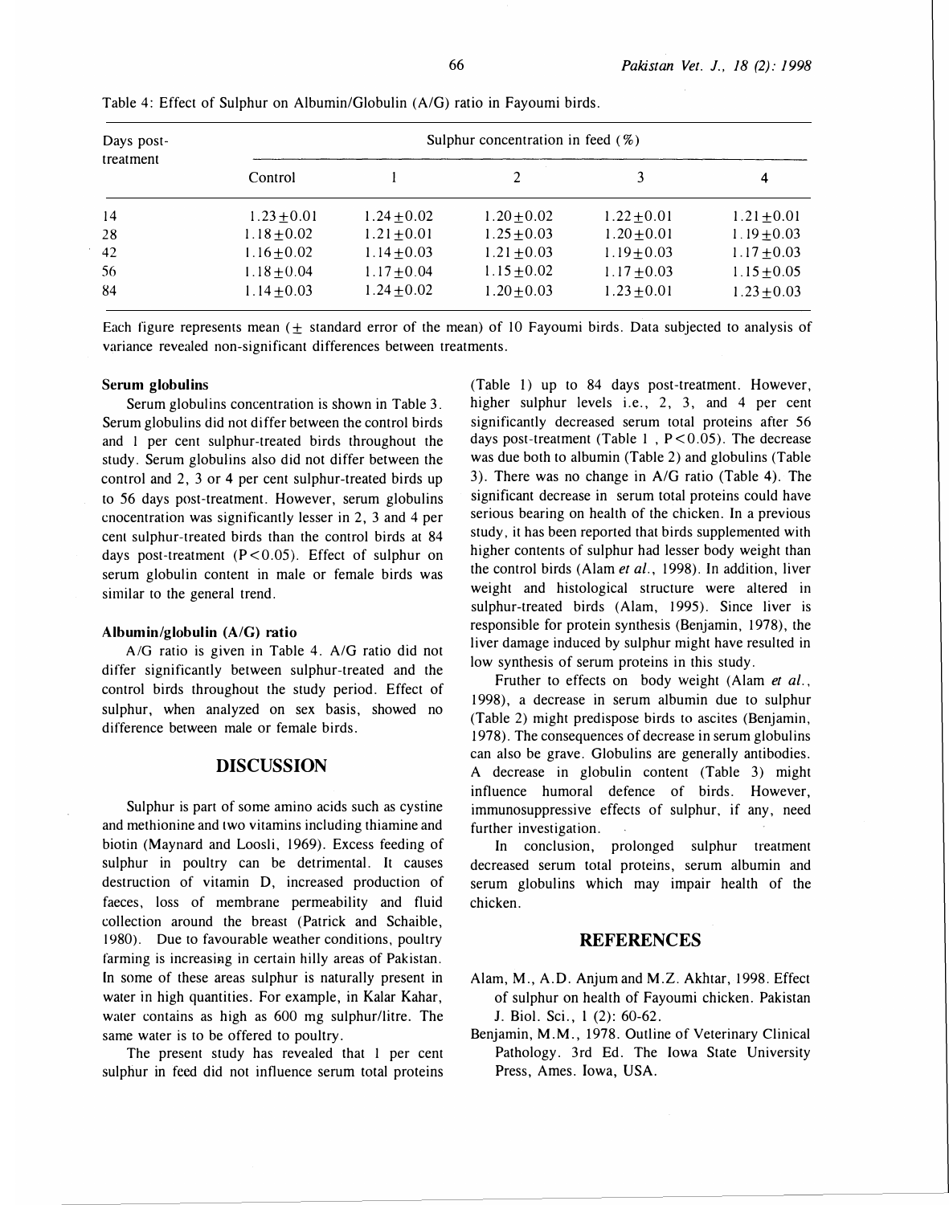Table 4: Effect of Sulphur on Albumin/Globulin (A/G) ratio in Fayoumi birds.

| Days post-treatment | Sulphur concentration in feed (%) | | | | |
|---|---|---|---|---|---|
| | Control | 1 | 2 | 3 | 4 |
| 14 | 1.23±0.01 | 1.24±0.02 | 1.20±0.02 | 1.22±0.01 | 1.21±0.01 |
| 28 | 1.18±0.02 | 1.21±0.01 | 1.25±0.03 | 1.20±0.01 | 1.19±0.03 |
| 42 | 1.16±0.02 | 1.14±0.03 | 1.21±0.03 | 1.19±0.03 | 1.17±0.03 |
| 56 | 1.18±0.04 | 1.17±0.04 | 1.15±0.02 | 1.17±0.03 | 1.15±0.05 |
| 84 | 1.14±0.03 | 1.24±0.02 | 1.20±0.03 | 1.23±0.01 | 1.23±0.03 |

Each figure represents mean (± standard error of the mean) of 10 Fayoumi birds. Data subjected to analysis of variance revealed non-significant differences between treatments.

**Serum globulins**

Serum globulins concentration is shown in Table 3. Serum globulins did not differ between the control birds and 1 per cent sulphur-treated birds throughout the study. Serum globulins also did not differ between the control and 2, 3 or 4 per cent sulphur-treated birds up to 56 days post-treatment. However, serum globulins cnocentration was significantly lesser in 2, 3 and 4 per cent sulphur-treated birds than the control birds at 84 days post-treatment ($P<0.05$). Effect of sulphur on serum globulin content in male or female birds was similar to the general trend.

**Albumin/globulin (A/G) ratio**

A/G ratio is given in Table 4. A/G ratio did not differ significantly between sulphur-treated and the control birds throughout the study period. Effect of sulphur, when analyzed on sex basis, showed no difference between male or female birds.

## DISCUSSION

Sulphur is part of some amino acids such as cystine and methionine and two vitamins including thiamine and biotin (Maynard and Loosli, 1969). Excess feeding of sulphur in poultry can be detrimental. It causes destruction of vitamin D, increased production of faeces, loss of membrane permeability and fluid collection around the breast (Patrick and Schaible, 1980). Due to favourable weather conditions, poultry farming is increasing in certain hilly areas of Pakistan. In some of these areas sulphur is naturally present in water in high quantities. For example, in Kalar Kahar, water contains as high as 600 mg sulphur/litre. The same water is to be offered to poultry.

The present study has revealed that 1 per cent sulphur in feed did not influence serum total proteins (Table 1) up to 84 days post-treatment. However, higher sulphur levels i.e., 2, 3, and 4 per cent significantly decreased serum total proteins after 56 days post-treatment (Table 1, $P<0.05$). The decrease was due both to albumin (Table 2) and globulins (Table 3). There was no change in A/G ratio (Table 4). The significant decrease in serum total proteins could have serious bearing on health of the chicken. In a previous study, it has been reported that birds supplemented with higher contents of sulphur had lesser body weight than the control birds (Alam *et al.*, 1998). In addition, liver weight and histological structure were altered in sulphur-treated birds (Alam, 1995). Since liver is responsible for protein synthesis (Benjamin, 1978), the liver damage induced by sulphur might have resulted in low synthesis of serum proteins in this study.

Fruther to effects on body weight (Alam *et al.*, 1998), a decrease in serum albumin due to sulphur (Table 2) might predispose birds to ascites (Benjamin, 1978). The consequences of decrease in serum globulins can also be grave. Globulins are generally antibodies. A decrease in globulin content (Table 3) might influence humoral defence of birds. However, immunosuppressive effects of sulphur, if any, need further investigation.

In conclusion, prolonged sulphur treatment decreased serum total proteins, serum albumin and serum globulins which may impair health of the chicken.

## REFERENCES

Alam, M., A.D. Anjum and M.Z. Akhtar, 1998. Effect of sulphur on health of Fayoumi chicken. Pakistan J. Biol. Sci., 1 (2): 60-62.

Benjamin, M.M., 1978. Outline of Veterinary Clinical Pathology. 3rd Ed. The Iowa State University Press, Ames. Iowa, USA.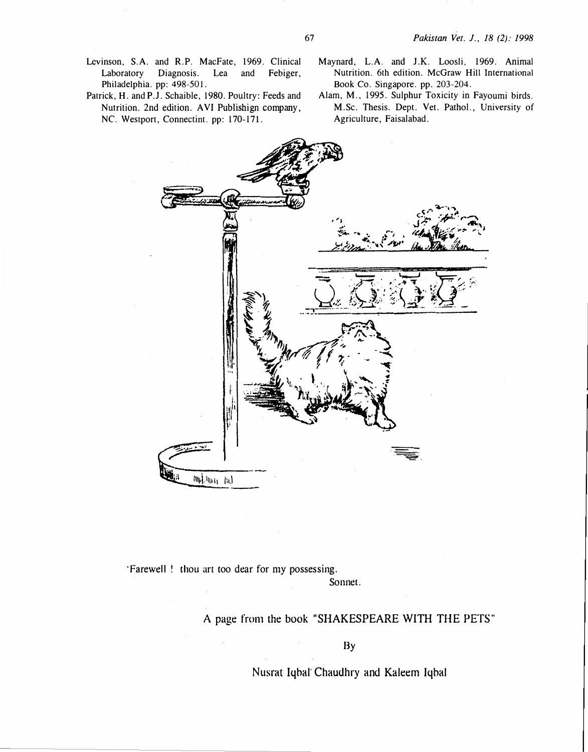Levinson, S.A. and R.P. MacFate, 1969. Clinical Laboratory Diagnosis. Lea and Febiger, Philadelphia. pp: 498-501.

Patrick, H. and P.J. Schaible, 1980. Poultry: Feeds and Nutrition. 2nd edition. AVI Publishign company, NC. Westport, Connectint. pp: 170-171.

Maynard, L.A. and J.K. Loosli, 1969. Animal Nutrition. 6th edition. McGraw Hill International Book Co. Singapore. pp. 203-204.

Alam, M., 1995. Sulphur Toxicity in Fayoumi birds. M.Sc. Thesis. Dept. Vet. Pathol., University of Agriculture, Faisalabad.

'Farewell ! thou art too dear for my possessing.

Sonnet.

A page from the book "SHAKESPEARE WITH THE PETS"

By

Nusrat Iqbal Chaudhry and Kaleem Iqbal